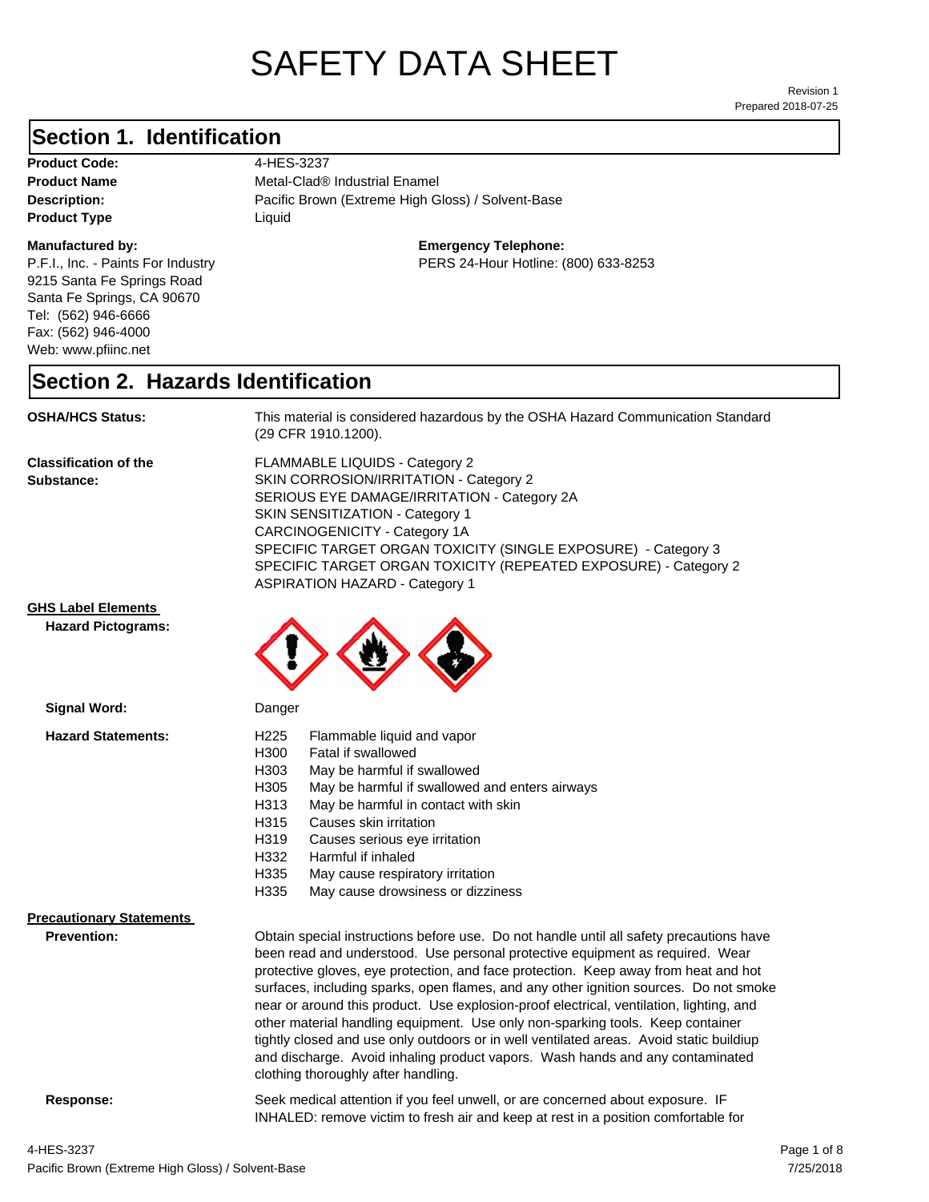# SAFETY DATA SHEET

Revision 1
Prepared 2018-07-25

## Section 1. Identification

**Product Code:** 4-HES-3237
**Product Name** Metal-Clad® Industrial Enamel
**Description:** Pacific Brown (Extreme High Gloss) / Solvent-Base
**Product Type** Liquid

**Manufactured by:**
P.F.I., Inc. - Paints For Industry
9215 Santa Fe Springs Road
Santa Fe Springs, CA 90670
Tel: (562) 946-6666
Fax: (562) 946-4000
Web: www.pfiinc.net

**Emergency Telephone:**
PERS 24-Hour Hotline: (800) 633-8253

## Section 2. Hazards Identification

**OSHA/HCS Status:** This material is considered hazardous by the OSHA Hazard Communication Standard (29 CFR 1910.1200).

**Classification of the Substance:**
FLAMMABLE LIQUIDS - Category 2
SKIN CORROSION/IRRITATION - Category 2
SERIOUS EYE DAMAGE/IRRITATION - Category 2A
SKIN SENSITIZATION - Category 1
CARCINOGENICITY - Category 1A
SPECIFIC TARGET ORGAN TOXICITY (SINGLE EXPOSURE) - Category 3
SPECIFIC TARGET ORGAN TOXICITY (REPEATED EXPOSURE) - Category 2
ASPIRATION HAZARD - Category 1

**GHS Label Elements**

**Hazard Pictograms:**

**Signal Word:** Danger

**Hazard Statements:**

- H225 Flammable liquid and vapor
- H300 Fatal if swallowed
- H303 May be harmful if swallowed
- H305 May be harmful if swallowed and enters airways
- H313 May be harmful in contact with skin
- H315 Causes skin irritation
- H319 Causes serious eye irritation
- H332 Harmful if inhaled
- H335 May cause respiratory irritation
- H335 May cause drowsiness or dizziness

**Precautionary Statements**

**Prevention:** Obtain special instructions before use. Do not handle until all safety precautions have been read and understood. Use personal protective equipment as required. Wear protective gloves, eye protection, and face protection. Keep away from heat and hot surfaces, including sparks, open flames, and any other ignition sources. Do not smoke near or around this product. Use explosion-proof electrical, ventilation, lighting, and other material handling equipment. Use only non-sparking tools. Keep container tightly closed and use only outdoors or in well ventilated areas. Avoid static buildiup and discharge. Avoid inhaling product vapors. Wash hands and any contaminated clothing thoroughly after handling.

**Response:** Seek medical attention if you feel unwell, or are concerned about exposure. IF INHALED: remove victim to fresh air and keep at rest in a position comfortable for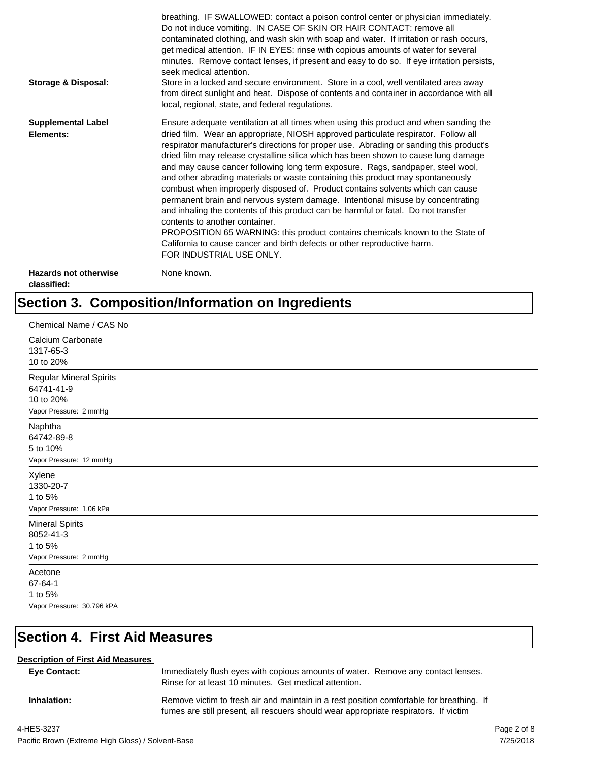breathing. IF SWALLOWED: contact a poison control center or physician immediately. Do not induce vomiting. IN CASE OF SKIN OR HAIR CONTACT: remove all contaminated clothing, and wash skin with soap and water. If irritation or rash occurs, get medical attention. IF IN EYES: rinse with copious amounts of water for several minutes. Remove contact lenses, if present and easy to do so. If eye irritation persists, seek medical attention.

**Storage & Disposal:** Store in a locked and secure environment. Store in a cool, well ventilated area away from direct sunlight and heat. Dispose of contents and container in accordance with all local, regional, state, and federal regulations.

**Supplemental Label Elements:** Ensure adequate ventilation at all times when using this product and when sanding the dried film. Wear an appropriate, NIOSH approved particulate respirator. Follow all respirator manufacturer's directions for proper use. Abrading or sanding this product's dried film may release crystalline silica which has been shown to cause lung damage and may cause cancer following long term exposure. Rags, sandpaper, steel wool, and other abrading materials or waste containing this product may spontaneously combust when improperly disposed of. Product contains solvents which can cause permanent brain and nervous system damage. Intentional misuse by concentrating and inhaling the contents of this product can be harmful or fatal. Do not transfer contents to another container.
PROPOSITION 65 WARNING: this product contains chemicals known to the State of California to cause cancer and birth defects or other reproductive harm.
FOR INDUSTRIAL USE ONLY.

**Hazards not otherwise classified:** None known.

## Section 3. Composition/Information on Ingredients

Chemical Name / CAS No

Calcium Carbonate
1317-65-3
10 to 20%

---

Regular Mineral Spirits
64741-41-9
10 to 20%
Vapor Pressure: 2 mmHg

---

Naphtha
64742-89-8
5 to 10%
Vapor Pressure: 12 mmHg

---

Xylene
1330-20-7
1 to 5%
Vapor Pressure: 1.06 kPa

---

Mineral Spirits
8052-41-3
1 to 5%
Vapor Pressure: 2 mmHg

---

Acetone
67-64-1
1 to 5%
Vapor Pressure: 30.796 kPA

---

## Section 4. First Aid Measures

**Description of First Aid Measures**

**Eye Contact:** Immediately flush eyes with copious amounts of water. Remove any contact lenses. Rinse for at least 10 minutes. Get medical attention.

**Inhalation:** Remove victim to fresh air and maintain in a rest position comfortable for breathing. If fumes are still present, all rescuers should wear appropriate respirators. If victim

4-HES-3237
Pacific Brown (Extreme High Gloss) / Solvent-Base
7/25/2018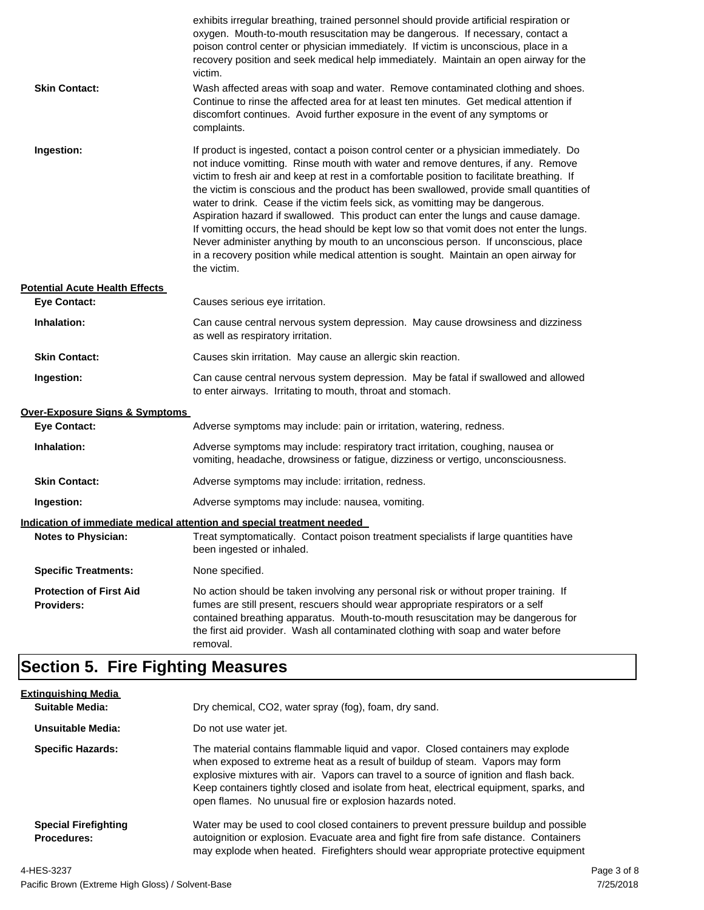exhibits irregular breathing, trained personnel should provide artificial respiration or oxygen. Mouth-to-mouth resuscitation may be dangerous. If necessary, contact a poison control center or physician immediately. If victim is unconscious, place in a recovery position and seek medical help immediately. Maintain an open airway for the victim.

**Skin Contact:** Wash affected areas with soap and water. Remove contaminated clothing and shoes. Continue to rinse the affected area for at least ten minutes. Get medical attention if discomfort continues. Avoid further exposure in the event of any symptoms or complaints.

**Ingestion:** If product is ingested, contact a poison control center or a physician immediately. Do not induce vomitting. Rinse mouth with water and remove dentures, if any. Remove victim to fresh air and keep at rest in a comfortable position to facilitate breathing. If the victim is conscious and the product has been swallowed, provide small quantities of water to drink. Cease if the victim feels sick, as vomitting may be dangerous. Aspiration hazard if swallowed. This product can enter the lungs and cause damage. If vomitting occurs, the head should be kept low so that vomit does not enter the lungs. Never administer anything by mouth to an unconscious person. If unconscious, place in a recovery position while medical attention is sought. Maintain an open airway for the victim.

**Potential Acute Health Effects**

**Eye Contact:** Causes serious eye irritation.

**Inhalation:** Can cause central nervous system depression. May cause drowsiness and dizziness as well as respiratory irritation.

**Skin Contact:** Causes skin irritation. May cause an allergic skin reaction.

**Ingestion:** Can cause central nervous system depression. May be fatal if swallowed and allowed to enter airways. Irritating to mouth, throat and stomach.

**Over-Exposure Signs & Symptoms**

**Eye Contact:** Adverse symptoms may include: pain or irritation, watering, redness.

**Inhalation:** Adverse symptoms may include: respiratory tract irritation, coughing, nausea or vomiting, headache, drowsiness or fatigue, dizziness or vertigo, unconsciousness.

**Skin Contact:** Adverse symptoms may include: irritation, redness.

**Ingestion:** Adverse symptoms may include: nausea, vomiting.

**Indication of immediate medical attention and special treatment needed**

**Notes to Physician:** Treat symptomatically. Contact poison treatment specialists if large quantities have been ingested or inhaled.

**Specific Treatments:** None specified.

**Protection of First Aid Providers:** No action should be taken involving any personal risk or without proper training. If fumes are still present, rescuers should wear appropriate respirators or a self contained breathing apparatus. Mouth-to-mouth resuscitation may be dangerous for the first aid provider. Wash all contaminated clothing with soap and water before removal.

## Section 5. Fire Fighting Measures

**Extinguishing Media**

**Suitable Media:** Dry chemical, $CO_2$, water spray (fog), foam, dry sand.

**Unsuitable Media:** Do not use water jet.

**Specific Hazards:** The material contains flammable liquid and vapor. Closed containers may explode when exposed to extreme heat as a result of buildup of steam. Vapors may form explosive mixtures with air. Vapors can travel to a source of ignition and flash back. Keep containers tightly closed and isolate from heat, electrical equipment, sparks, and open flames. No unusual fire or explosion hazards noted.

**Special Firefighting Procedures:** Water may be used to cool closed containers to prevent pressure buildup and possible autoignition or explosion. Evacuate area and fight fire from safe distance. Containers may explode when heated. Firefighters should wear appropriate protective equipment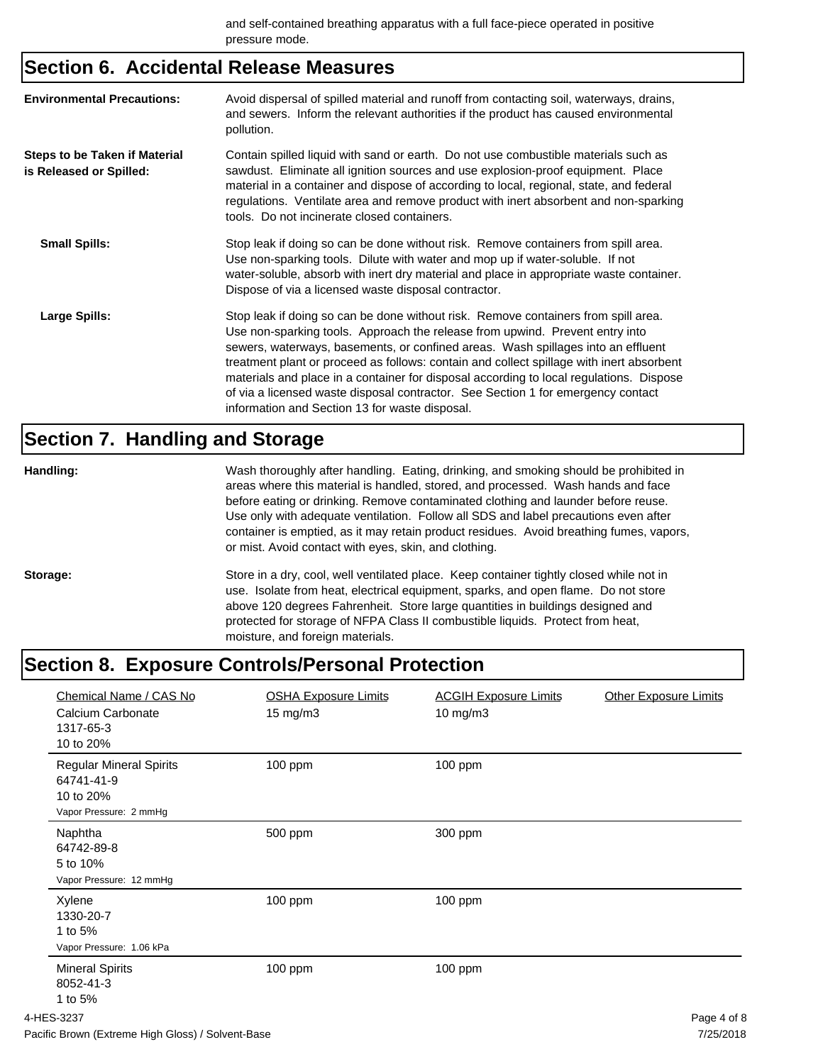and self-contained breathing apparatus with a full face-piece operated in positive pressure mode.

## Section 6. Accidental Release Measures

**Environmental Precautions:** Avoid dispersal of spilled material and runoff from contacting soil, waterways, drains, and sewers. Inform the relevant authorities if the product has caused environmental pollution.

**Steps to be Taken if Material is Released or Spilled:** Contain spilled liquid with sand or earth. Do not use combustible materials such as sawdust. Eliminate all ignition sources and use explosion-proof equipment. Place material in a container and dispose of according to local, regional, state, and federal regulations. Ventilate area and remove product with inert absorbent and non-sparking tools. Do not incinerate closed containers.

**Small Spills:** Stop leak if doing so can be done without risk. Remove containers from spill area. Use non-sparking tools. Dilute with water and mop up if water-soluble. If not water-soluble, absorb with inert dry material and place in appropriate waste container. Dispose of via a licensed waste disposal contractor.

**Large Spills:** Stop leak if doing so can be done without risk. Remove containers from spill area. Use non-sparking tools. Approach the release from upwind. Prevent entry into sewers, waterways, basements, or confined areas. Wash spillages into an effluent treatment plant or proceed as follows: contain and collect spillage with inert absorbent materials and place in a container for disposal according to local regulations. Dispose of via a licensed waste disposal contractor. See Section 1 for emergency contact information and Section 13 for waste disposal.

## Section 7. Handling and Storage

**Handling:** Wash thoroughly after handling. Eating, drinking, and smoking should be prohibited in areas where this material is handled, stored, and processed. Wash hands and face before eating or drinking. Remove contaminated clothing and launder before reuse. Use only with adequate ventilation. Follow all SDS and label precautions even after container is emptied, as it may retain product residues. Avoid breathing fumes, vapors, or mist. Avoid contact with eyes, skin, and clothing.

**Storage:** Store in a dry, cool, well ventilated place. Keep container tightly closed while not in use. Isolate from heat, electrical equipment, sparks, and open flame. Do not store above 120 degrees Fahrenheit. Store large quantities in buildings designed and protected for storage of NFPA Class II combustible liquids. Protect from heat, moisture, and foreign materials.

## Section 8. Exposure Controls/Personal Protection

| Chemical Name / CAS No | OSHA Exposure Limits | ACGIH Exposure Limits | Other Exposure Limits |
|---|---|---|---|
| Calcium Carbonate<br>1317-65-3<br>10 to 20% | 15 mg/m3 | 10 mg/m3 | |
| Regular Mineral Spirits<br>64741-41-9<br>10 to 20%<br>Vapor Pressure: 2 mmHg | 100 ppm | 100 ppm | |
| Naphtha<br>64742-89-8<br>5 to 10%<br>Vapor Pressure: 12 mmHg | 500 ppm | 300 ppm | |
| Xylene<br>1330-20-7<br>1 to 5%<br>Vapor Pressure: 1.06 kPa | 100 ppm | 100 ppm | |
| Mineral Spirits<br>8052-41-3<br>1 to 5% | 100 ppm | 100 ppm | |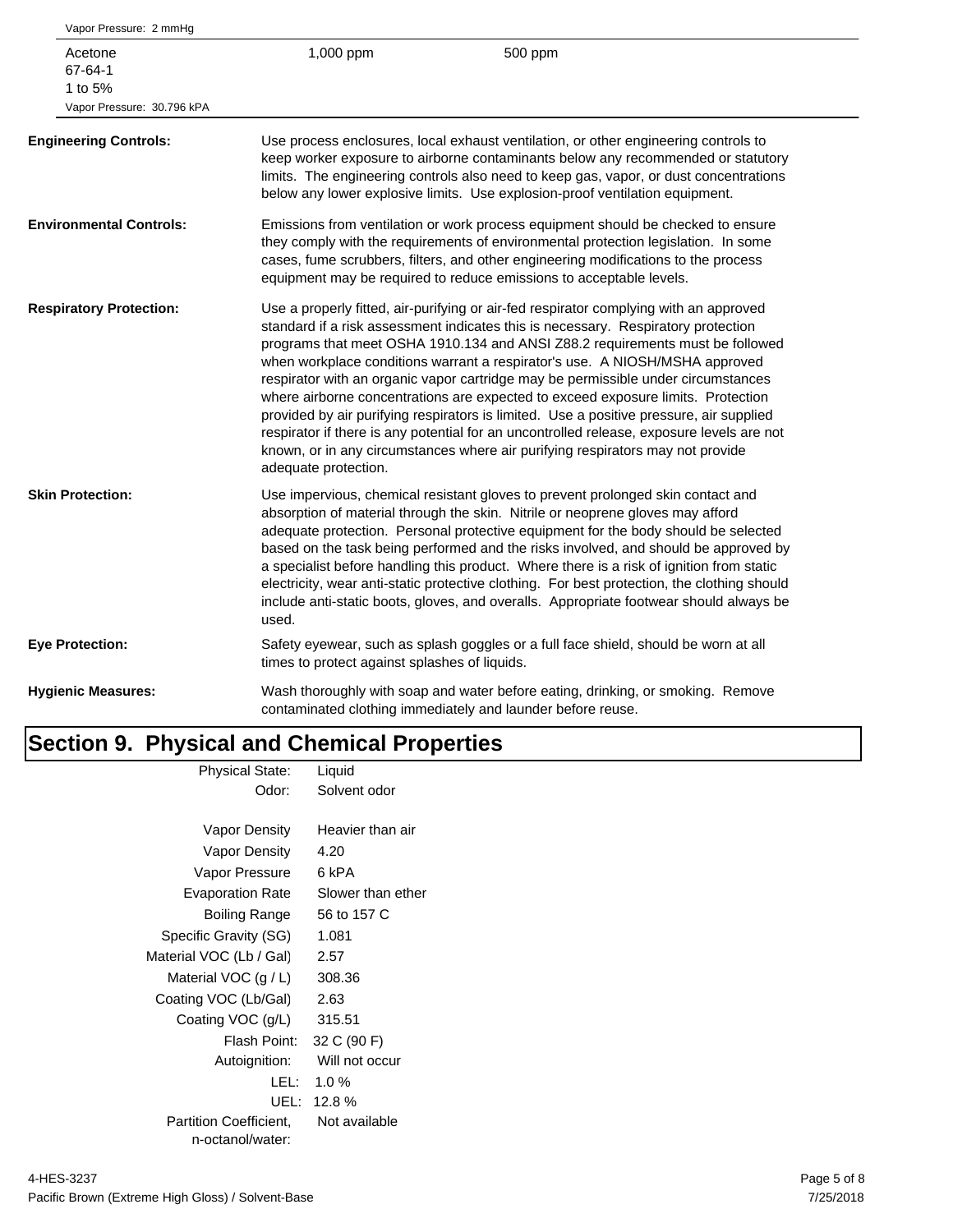| | | |
|---|---|---|
| Vapor Pressure: 2 mmHg | | |
| Acetone<br>67-64-1<br>1 to 5%<br>Vapor Pressure: 30.796 kPA | 1,000 ppm | 500 ppm |

**Engineering Controls:** Use process enclosures, local exhaust ventilation, or other engineering controls to keep worker exposure to airborne contaminants below any recommended or statutory limits. The engineering controls also need to keep gas, vapor, or dust concentrations below any lower explosive limits. Use explosion-proof ventilation equipment.

**Environmental Controls:** Emissions from ventilation or work process equipment should be checked to ensure they comply with the requirements of environmental protection legislation. In some cases, fume scrubbers, filters, and other engineering modifications to the process equipment may be required to reduce emissions to acceptable levels.

**Respiratory Protection:** Use a properly fitted, air-purifying or air-fed respirator complying with an approved standard if a risk assessment indicates this is necessary. Respiratory protection programs that meet OSHA 1910.134 and ANSI Z88.2 requirements must be followed when workplace conditions warrant a respirator's use. A NIOSH/MSHA approved respirator with an organic vapor cartridge may be permissible under circumstances where airborne concentrations are expected to exceed exposure limits. Protection provided by air purifying respirators is limited. Use a positive pressure, air supplied respirator if there is any potential for an uncontrolled release, exposure levels are not known, or in any circumstances where air purifying respirators may not provide adequate protection.

**Skin Protection:** Use impervious, chemical resistant gloves to prevent prolonged skin contact and absorption of material through the skin. Nitrile or neoprene gloves may afford adequate protection. Personal protective equipment for the body should be selected based on the task being performed and the risks involved, and should be approved by a specialist before handling this product. Where there is a risk of ignition from static electricity, wear anti-static protective clothing. For best protection, the clothing should include anti-static boots, gloves, and overalls. Appropriate footwear should always be used.

**Eye Protection:** Safety eyewear, such as splash goggles or a full face shield, should be worn at all times to protect against splashes of liquids.

**Hygienic Measures:** Wash thoroughly with soap and water before eating, drinking, or smoking. Remove contaminated clothing immediately and launder before reuse.

# Section 9. Physical and Chemical Properties

| | |
|---|---|
| Physical State: | Liquid |
| Odor: | Solvent odor |
| Vapor Density | Heavier than air |
| Vapor Density | 4.20 |
| Vapor Pressure | 6 kPA |
| Evaporation Rate | Slower than ether |
| Boiling Range | 56 to 157 C |
| Specific Gravity (SG) | 1.081 |
| Material VOC (Lb / Gal) | 2.57 |
| Material VOC (g / L) | 308.36 |
| Coating VOC (Lb/Gal) | 2.63 |
| Coating VOC (g/L) | 315.51 |
| Flash Point: | 32 C (90 F) |
| Autoignition: | Will not occur |
| LEL: | 1.0 % |
| UEL: | 12.8 % |
| Partition Coefficient, n-octanol/water: | Not available |

4-HES-3237
Pacific Brown (Extreme High Gloss) / Solvent-Base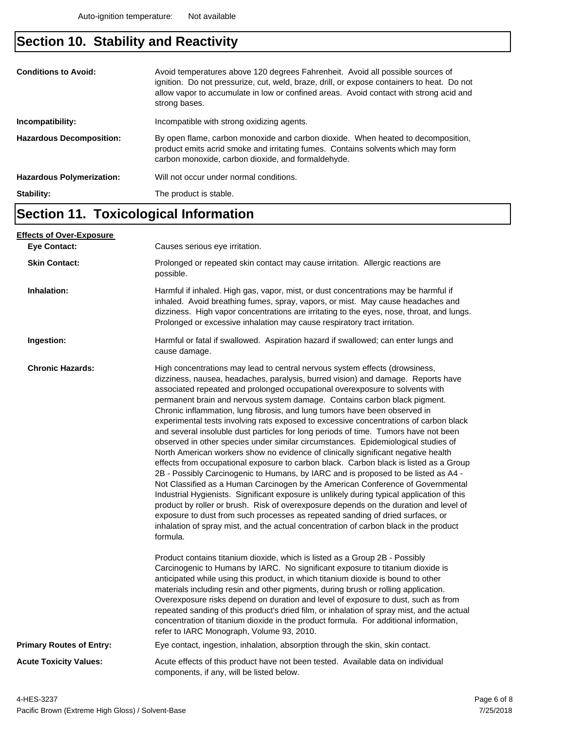Auto-ignition temperature: Not available

## Section 10. Stability and Reactivity

**Conditions to Avoid:** Avoid temperatures above 120 degrees Fahrenheit. Avoid all possible sources of ignition. Do not pressurize, cut, weld, braze, drill, or expose containers to heat. Do not allow vapor to accumulate in low or confined areas. Avoid contact with strong acid and strong bases.

**Incompatibility:** Incompatible with strong oxidizing agents.

**Hazardous Decomposition:** By open flame, carbon monoxide and carbon dioxide. When heated to decomposition, product emits acrid smoke and irritating fumes. Contains solvents which may form carbon monoxide, carbon dioxide, and formaldehyde.

**Hazardous Polymerization:** Will not occur under normal conditions.

**Stability:** The product is stable.

## Section 11. Toxicological Information

**Effects of Over-Exposure**

**Eye Contact:** Causes serious eye irritation.

**Skin Contact:** Prolonged or repeated skin contact may cause irritation. Allergic reactions are possible.

**Inhalation:** Harmful if inhaled. High gas, vapor, mist, or dust concentrations may be harmful if inhaled. Avoid breathing fumes, spray, vapors, or mist. May cause headaches and dizziness. High vapor concentrations are irritating to the eyes, nose, throat, and lungs. Prolonged or excessive inhalation may cause respiratory tract irritation.

**Ingestion:** Harmful or fatal if swallowed. Aspiration hazard if swallowed; can enter lungs and cause damage.

**Chronic Hazards:** High concentrations may lead to central nervous system effects (drowsiness, dizziness, nausea, headaches, paralysis, burred vision) and damage. Reports have associated repeated and prolonged occupational overexposure to solvents with permanent brain and nervous system damage. Contains carbon black pigment. Chronic inflammation, lung fibrosis, and lung tumors have been observed in experimental tests involving rats exposed to excessive concentrations of carbon black and several insoluble dust particles for long periods of time. Tumors have not been observed in other species under similar circumstances. Epidemiological studies of North American workers show no evidence of clinically significant negative health effects from occupational exposure to carbon black. Carbon black is listed as a Group 2B - Possibly Carcinogenic to Humans, by IARC and is proposed to be listed as A4 - Not Classified as a Human Carcinogen by the American Conference of Governmental Industrial Hygienists. Significant exposure is unlikely during typical application of this product by roller or brush. Risk of overexposure depends on the duration and level of exposure to dust from such processes as repeated sanding of dried surfaces, or inhalation of spray mist, and the actual concentration of carbon black in the product formula.

Product contains titanium dioxide, which is listed as a Group 2B - Possibly Carcinogenic to Humans by IARC. No significant exposure to titanium dioxide is anticipated while using this product, in which titanium dioxide is bound to other materials including resin and other pigments, during brush or rolling application. Overexposure risks depend on duration and level of exposure to dust, such as from repeated sanding of this product's dried film, or inhalation of spray mist, and the actual concentration of titanium dioxide in the product formula. For additional information, refer to IARC Monograph, Volume 93, 2010.

**Primary Routes of Entry:** Eye contact, ingestion, inhalation, absorption through the skin, skin contact.

**Acute Toxicity Values:** Acute effects of this product have not been tested. Available data on individual components, if any, will be listed below.

4-HES-3237
Pacific Brown (Extreme High Gloss) / Solvent-Base
7/25/2018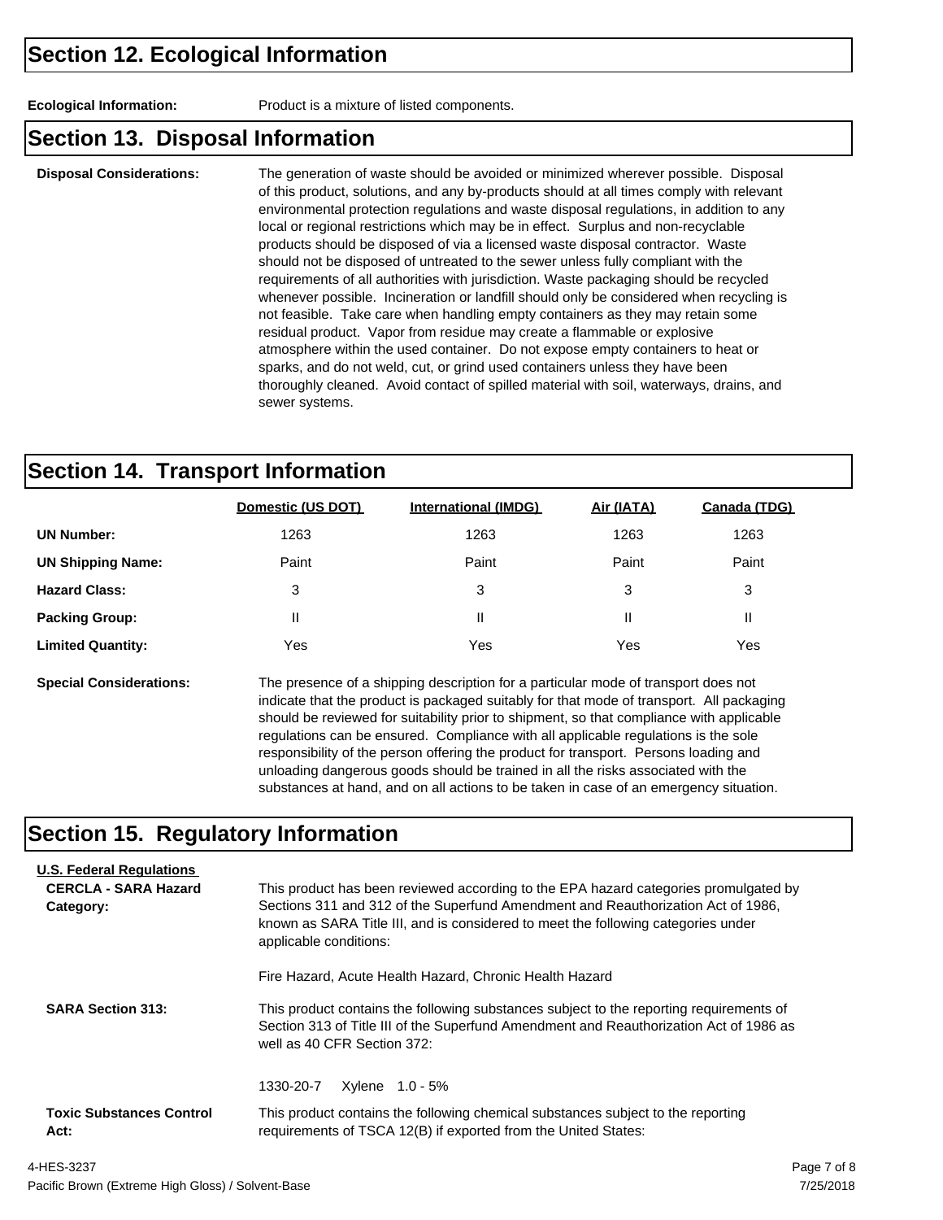## Section 12. Ecological Information

**Ecological Information:** Product is a mixture of listed components.

## Section 13. Disposal Information

**Disposal Considerations:** The generation of waste should be avoided or minimized wherever possible. Disposal of this product, solutions, and any by-products should at all times comply with relevant environmental protection regulations and waste disposal regulations, in addition to any local or regional restrictions which may be in effect. Surplus and non-recyclable products should be disposed of via a licensed waste disposal contractor. Waste should not be disposed of untreated to the sewer unless fully compliant with the requirements of all authorities with jurisdiction. Waste packaging should be recycled whenever possible. Incineration or landfill should only be considered when recycling is not feasible. Take care when handling empty containers as they may retain some residual product. Vapor from residue may create a flammable or explosive atmosphere within the used container. Do not expose empty containers to heat or sparks, and do not weld, cut, or grind used containers unless they have been thoroughly cleaned. Avoid contact of spilled material with soil, waterways, drains, and sewer systems.

## Section 14. Transport Information

| | Domestic (US DOT) | International (IMDG) | Air (IATA) | Canada (TDG) |
|---|---|---|---|---|
| **UN Number:** | 1263 | 1263 | 1263 | 1263 |
| **UN Shipping Name:** | Paint | Paint | Paint | Paint |
| **Hazard Class:** | 3 | 3 | 3 | 3 |
| **Packing Group:** | II | II | II | II |
| **Limited Quantity:** | Yes | Yes | Yes | Yes |

**Special Considerations:** The presence of a shipping description for a particular mode of transport does not indicate that the product is packaged suitably for that mode of transport. All packaging should be reviewed for suitability prior to shipment, so that compliance with applicable regulations can be ensured. Compliance with all applicable regulations is the sole responsibility of the person offering the product for transport. Persons loading and unloading dangerous goods should be trained in all the risks associated with the substances at hand, and on all actions to be taken in case of an emergency situation.

## Section 15. Regulatory Information

**U.S. Federal Regulations**

**CERCLA - SARA Hazard Category:** This product has been reviewed according to the EPA hazard categories promulgated by Sections 311 and 312 of the Superfund Amendment and Reauthorization Act of 1986, known as SARA Title III, and is considered to meet the following categories under applicable conditions:

Fire Hazard, Acute Health Hazard, Chronic Health Hazard

**SARA Section 313:** This product contains the following substances subject to the reporting requirements of Section 313 of Title III of the Superfund Amendment and Reauthorization Act of 1986 as well as 40 CFR Section 372:

1330-20-7 Xylene 1.0 - 5%

**Toxic Substances Control Act:** This product contains the following chemical substances subject to the reporting requirements of TSCA 12(B) if exported from the United States: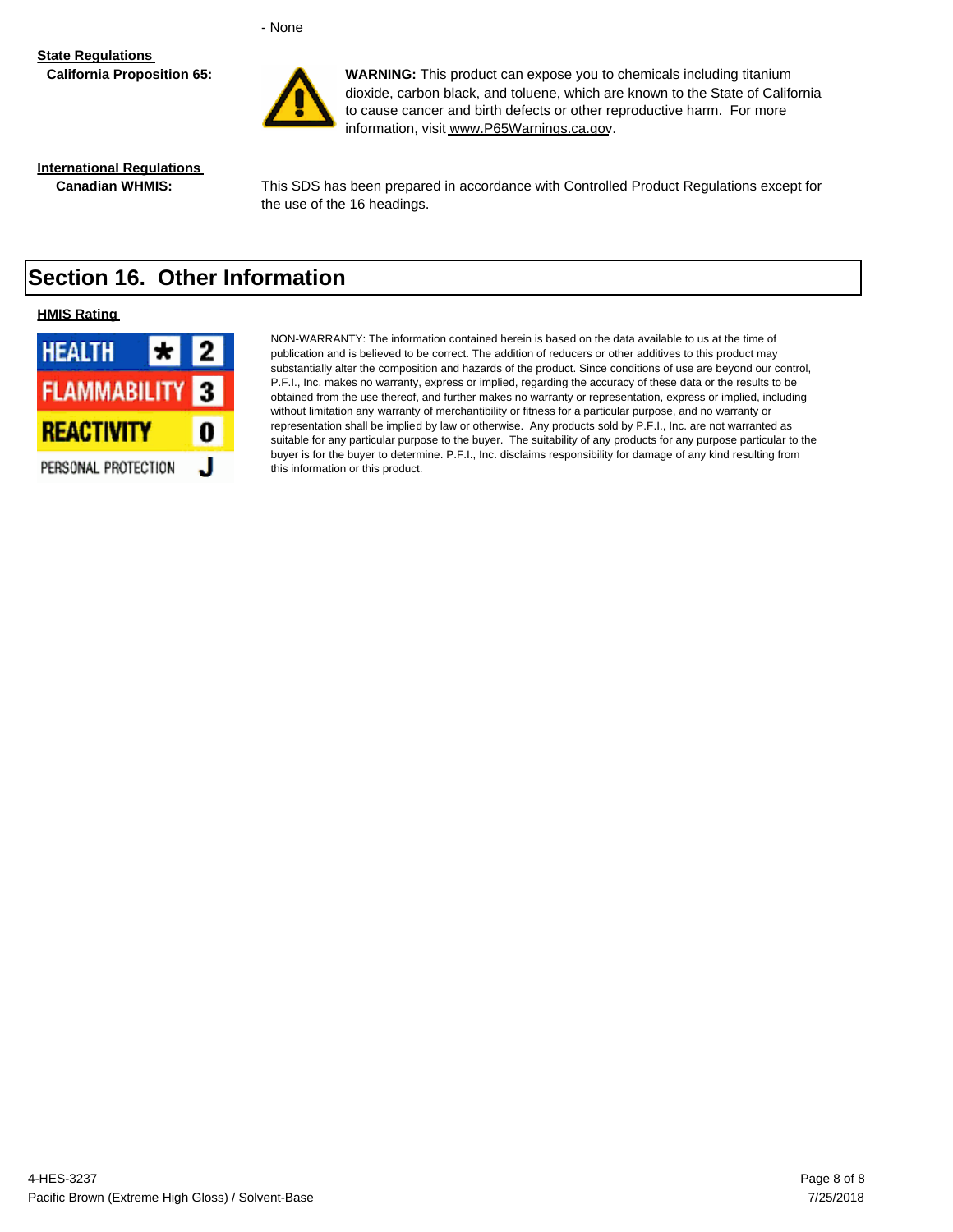- None

**State Regulations**

**California Proposition 65:**

**WARNING:** This product can expose you to chemicals including titanium dioxide, carbon black, and toluene, which are known to the State of California to cause cancer and birth defects or other reproductive harm. For more information, visit www.P65Warnings.ca.gov.

**International Regulations**

**Canadian WHMIS:**

This SDS has been prepared in accordance with Controlled Product Regulations except for the use of the 16 headings.

## Section 16. Other Information

**HMIS Rating**

| | | |
|---|---|---|
| HEALTH | * | 2 |
| FLAMMABILITY | | 3 |
| REACTIVITY | | 0 |
| PERSONAL PROTECTION | | J |

NON-WARRANTY: The information contained herein is based on the data available to us at the time of publication and is believed to be correct. The addition of reducers or other additives to this product may substantially alter the composition and hazards of the product. Since conditions of use are beyond our control, P.F.I., Inc. makes no warranty, express or implied, regarding the accuracy of these data or the results to be obtained from the use thereof, and further makes no warranty or representation, express or implied, including without limitation any warranty of merchantability or fitness for a particular purpose, and no warranty or representation shall be implied by law or otherwise. Any products sold by P.F.I., Inc. are not warranted as suitable for any particular purpose to the buyer. The suitability of any products for any purpose particular to the buyer is for the buyer to determine. P.F.I., Inc. disclaims responsibility for damage of any kind resulting from this information or this product.